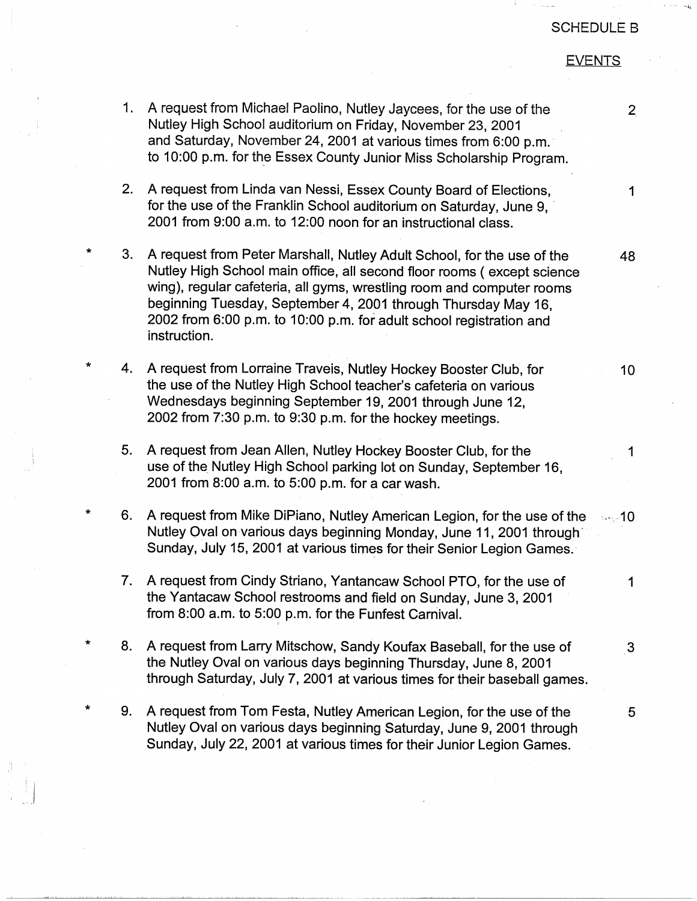SCHEDULE B

EVENTS

| | | | |
|---|---|---|---|
| | 1. | A request from Michael Paolino, Nutley Jaycees, for the use of the Nutley High School auditorium on Friday, November 23, 2001 and Saturday, November 24, 2001 at various times from 6:00 p.m. to 10:00 p.m. for the Essex County Junior Miss Scholarship Program. | 2 |
| | 2. | A request from Linda van Nessi, Essex County Board of Elections, for the use of the Franklin School auditorium on Saturday, June 9, 2001 from 9:00 a.m. to 12:00 noon for an instructional class. | 1 |
| * | 3. | A request from Peter Marshall, Nutley Adult School, for the use of the Nutley High School main office, all second floor rooms ( except science wing), regular cafeteria, all gyms, wrestling room and computer rooms beginning Tuesday, September 4, 2001 through Thursday May 16, 2002 from 6:00 p.m. to 10:00 p.m. for adult school registration and instruction. | 48 |
| * | 4. | A request from Lorraine Traveis, Nutley Hockey Booster Club, for the use of the Nutley High School teacher's cafeteria on various Wednesdays beginning September 19, 2001 through June 12, 2002 from 7:30 p.m. to 9:30 p.m. for the hockey meetings. | 10 |
| | 5. | A request from Jean Allen, Nutley Hockey Booster Club, for the use of the Nutley High School parking lot on Sunday, September 16, 2001 from 8:00 a.m. to 5:00 p.m. for a car wash. | 1 |
| * | 6. | A request from Mike DiPiano, Nutley American Legion, for the use of the Nutley Oval on various days beginning Monday, June 11, 2001 through Sunday, July 15, 2001 at various times for their Senior Legion Games. | 10 |
| | 7. | A request from Cindy Striano, Yantancaw School PTO, for the use of the Yantacaw School restrooms and field on Sunday, June 3, 2001 from 8:00 a.m. to 5:00 p.m. for the Funfest Carnival. | 1 |
| * | 8. | A request from Larry Mitschow, Sandy Koufax Baseball, for the use of the Nutley Oval on various days beginning Thursday, June 8, 2001 through Saturday, July 7, 2001 at various times for their baseball games. | 3 |
| * | 9. | A request from Tom Festa, Nutley American Legion, for the use of the Nutley Oval on various days beginning Saturday, June 9, 2001 through Sunday, July 22, 2001 at various times for their Junior Legion Games. | 5 |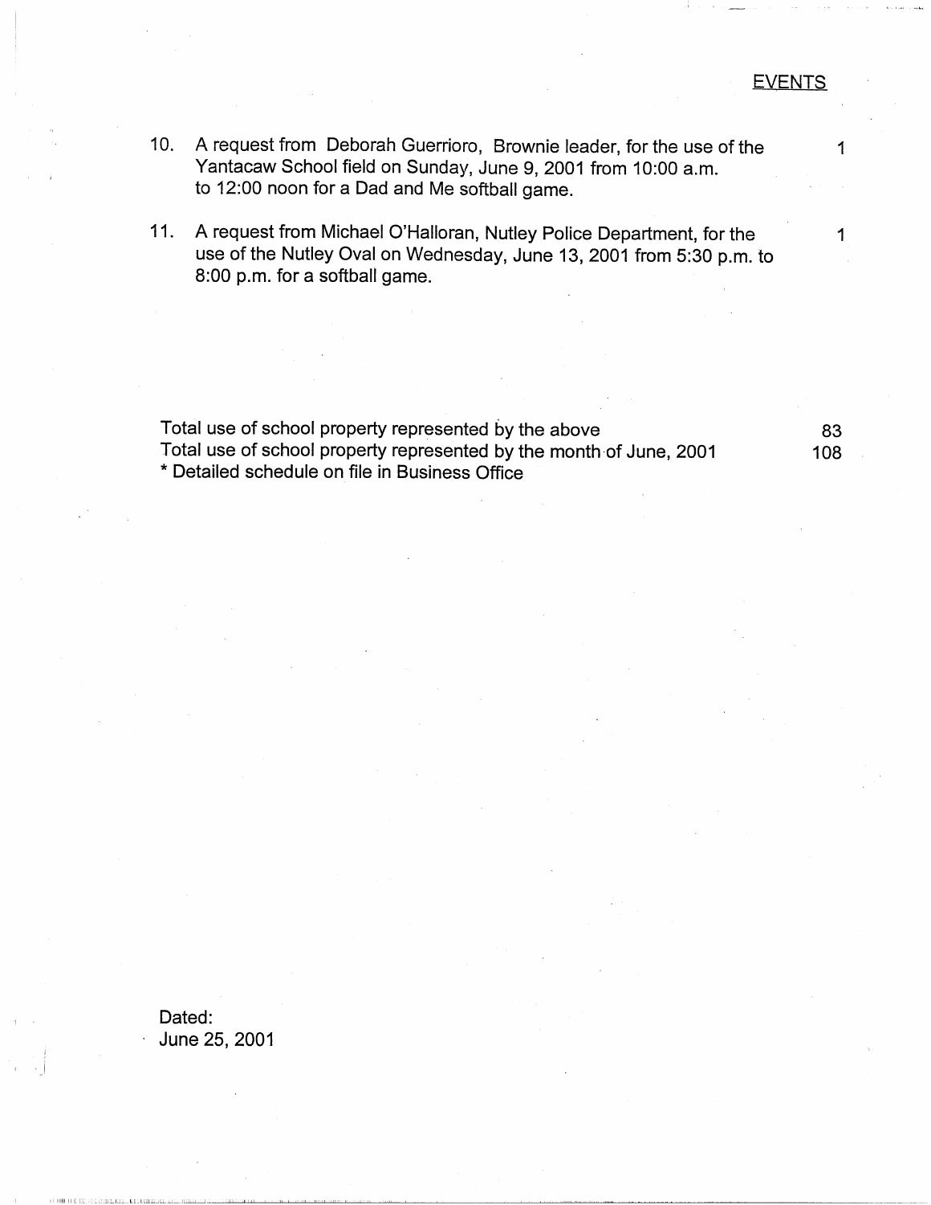EVENTS

| | | |
|---|---|---|
| 10. | A request from Deborah Guerrioro, Brownie leader, for the use of the Yantacaw School field on Sunday, June 9, 2001 from 10:00 a.m. to 12:00 noon for a Dad and Me softball game. | 1 |
| 11. | A request from Michael O'Halloran, Nutley Police Department, for the use of the Nutley Oval on Wednesday, June 13, 2001 from 5:30 p.m. to 8:00 p.m. for a softball game. | 1 |

| | |
|---|---|
| Total use of school property represented by the above | 83 |
| Total use of school property represented by the month of June, 2001 | 108 |

* Detailed schedule on file in Business Office

Dated:
June 25, 2001